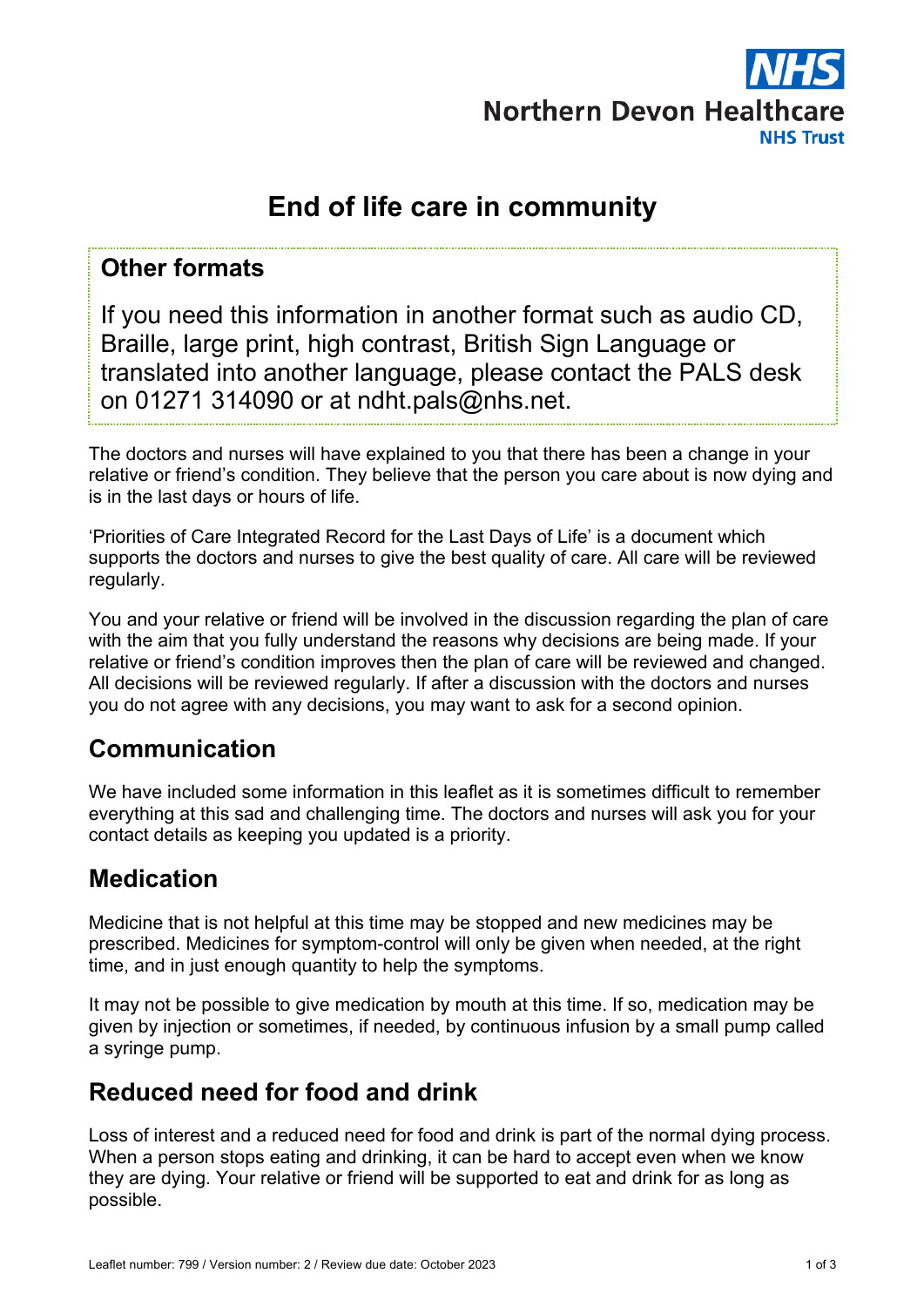NHS

Northern Devon Healthcare
NHS Trust

# End of life care in community

## Other formats

If you need this information in another format such as audio CD, Braille, large print, high contrast, British Sign Language or translated into another language, please contact the PALS desk on 01271 314090 or at ndht.pals@nhs.net.

The doctors and nurses will have explained to you that there has been a change in your relative or friend's condition. They believe that the person you care about is now dying and is in the last days or hours of life.

'Priorities of Care Integrated Record for the Last Days of Life' is a document which supports the doctors and nurses to give the best quality of care. All care will be reviewed regularly.

You and your relative or friend will be involved in the discussion regarding the plan of care with the aim that you fully understand the reasons why decisions are being made. If your relative or friend's condition improves then the plan of care will be reviewed and changed. All decisions will be reviewed regularly. If after a discussion with the doctors and nurses you do not agree with any decisions, you may want to ask for a second opinion.

## Communication

We have included some information in this leaflet as it is sometimes difficult to remember everything at this sad and challenging time. The doctors and nurses will ask you for your contact details as keeping you updated is a priority.

## Medication

Medicine that is not helpful at this time may be stopped and new medicines may be prescribed. Medicines for symptom-control will only be given when needed, at the right time, and in just enough quantity to help the symptoms.

It may not be possible to give medication by mouth at this time. If so, medication may be given by injection or sometimes, if needed, by continuous infusion by a small pump called a syringe pump.

## Reduced need for food and drink

Loss of interest and a reduced need for food and drink is part of the normal dying process. When a person stops eating and drinking, it can be hard to accept even when we know they are dying. Your relative or friend will be supported to eat and drink for as long as possible.

Leaflet number: 799 / Version number: 2 / Review due date: October 2023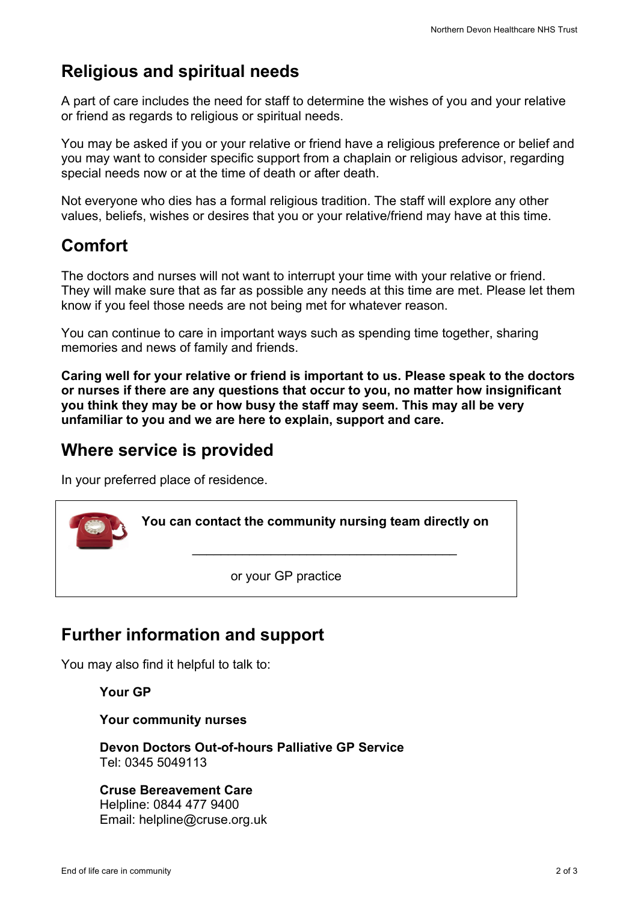## Religious and spiritual needs

A part of care includes the need for staff to determine the wishes of you and your relative or friend as regards to religious or spiritual needs.

You may be asked if you or your relative or friend have a religious preference or belief and you may want to consider specific support from a chaplain or religious advisor, regarding special needs now or at the time of death or after death.

Not everyone who dies has a formal religious tradition. The staff will explore any other values, beliefs, wishes or desires that you or your relative/friend may have at this time.

## Comfort

The doctors and nurses will not want to interrupt your time with your relative or friend. They will make sure that as far as possible any needs at this time are met. Please let them know if you feel those needs are not being met for whatever reason.

You can continue to care in important ways such as spending time together, sharing memories and news of family and friends.

**Caring well for your relative or friend is important to us. Please speak to the doctors or nurses if there are any questions that occur to you, no matter how insignificant you think they may be or how busy the staff may seem. This may all be very unfamiliar to you and we are here to explain, support and care.**

## Where service is provided

In your preferred place of residence.

**You can contact the community nursing team directly on**

\_\_\_\_\_\_\_\_\_\_\_\_\_\_\_\_\_\_\_\_\_\_\_\_\_\_\_\_\_\_\_\_\_\_\_\_\_\_\_\_

or your GP practice

## Further information and support

You may also find it helpful to talk to:

**Your GP**

**Your community nurses**

**Devon Doctors Out-of-hours Palliative GP Service**
Tel: 0345 5049113

**Cruse Bereavement Care**
Helpline: 0844 477 9400
Email: helpline@cruse.org.uk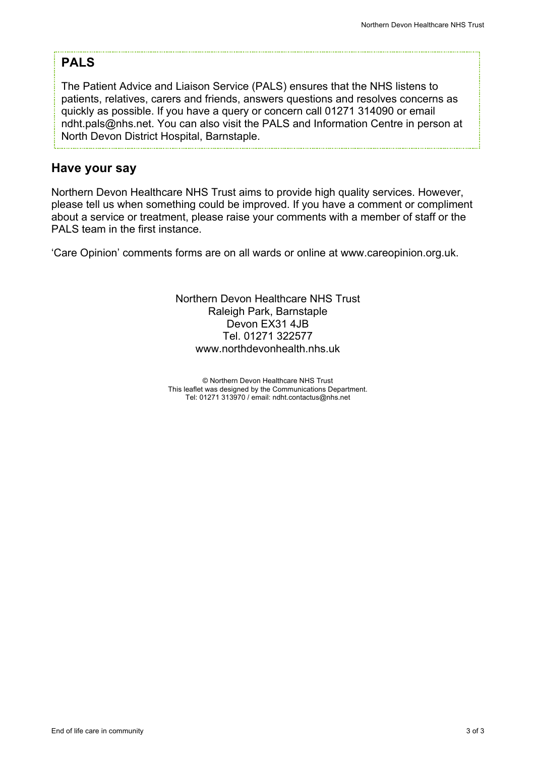## PALS

The Patient Advice and Liaison Service (PALS) ensures that the NHS listens to patients, relatives, carers and friends, answers questions and resolves concerns as quickly as possible. If you have a query or concern call 01271 314090 or email ndht.pals@nhs.net. You can also visit the PALS and Information Centre in person at North Devon District Hospital, Barnstaple.

## Have your say

Northern Devon Healthcare NHS Trust aims to provide high quality services. However, please tell us when something could be improved. If you have a comment or compliment about a service or treatment, please raise your comments with a member of staff or the PALS team in the first instance.

'Care Opinion' comments forms are on all wards or online at www.careopinion.org.uk.

Northern Devon Healthcare NHS Trust
Raleigh Park, Barnstaple
Devon EX31 4JB
Tel. 01271 322577
www.northdevonhealth.nhs.uk

© Northern Devon Healthcare NHS Trust
This leaflet was designed by the Communications Department.
Tel: 01271 313970 / email: ndht.contactus@nhs.net